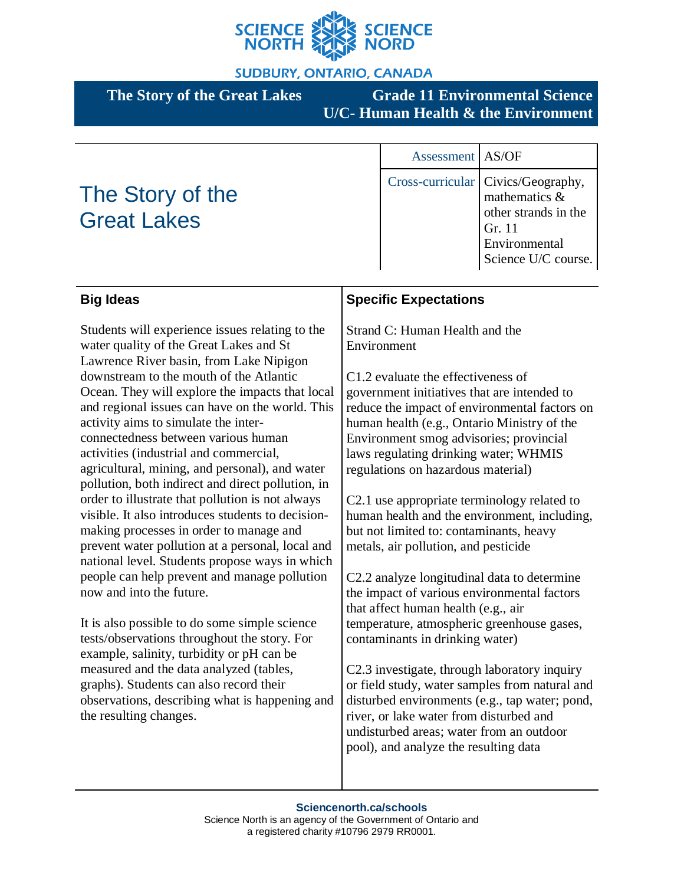SCIENCE NORTH SCIENCE NORD

SUDBURY, ONTARIO, CANADA

**The Story of the Great Lakes** | **Grade 11 Environmental Science U/C- Human Health & the Environment**

# The Story of the Great Lakes

| Assessment | AS/OF |
| --- | --- |
| Cross-curricular | Civics/Geography, mathematics & other strands in the Gr. 11 Environmental Science U/C course. |

## Big Ideas

Students will experience issues relating to the water quality of the Great Lakes and St Lawrence River basin, from Lake Nipigon downstream to the mouth of the Atlantic Ocean. They will explore the impacts that local and regional issues can have on the world. This activity aims to simulate the inter-connectedness between various human activities (industrial and commercial, agricultural, mining, and personal), and water pollution, both indirect and direct pollution, in order to illustrate that pollution is not always visible. It also introduces students to decision-making processes in order to manage and prevent water pollution at a personal, local and national level. Students propose ways in which people can help prevent and manage pollution now and into the future.

It is also possible to do some simple science tests/observations throughout the story. For example, salinity, turbidity or pH can be measured and the data analyzed (tables, graphs). Students can also record their observations, describing what is happening and the resulting changes.

## Specific Expectations

Strand C: Human Health and the Environment

C1.2 evaluate the effectiveness of government initiatives that are intended to reduce the impact of environmental factors on human health (e.g., Ontario Ministry of the Environment smog advisories; provincial laws regulating drinking water; WHMIS regulations on hazardous material)

C2.1 use appropriate terminology related to human health and the environment, including, but not limited to: contaminants, heavy metals, air pollution, and pesticide

C2.2 analyze longitudinal data to determine the impact of various environmental factors that affect human health (e.g., air temperature, atmospheric greenhouse gases, contaminants in drinking water)

C2.3 investigate, through laboratory inquiry or field study, water samples from natural and disturbed environments (e.g., tap water; pond, river, or lake water from disturbed and undisturbed areas; water from an outdoor pool), and analyze the resulting data

**Sciencenorth.ca/schools**
Science North is an agency of the Government of Ontario and a registered charity #10796 2979 RR0001.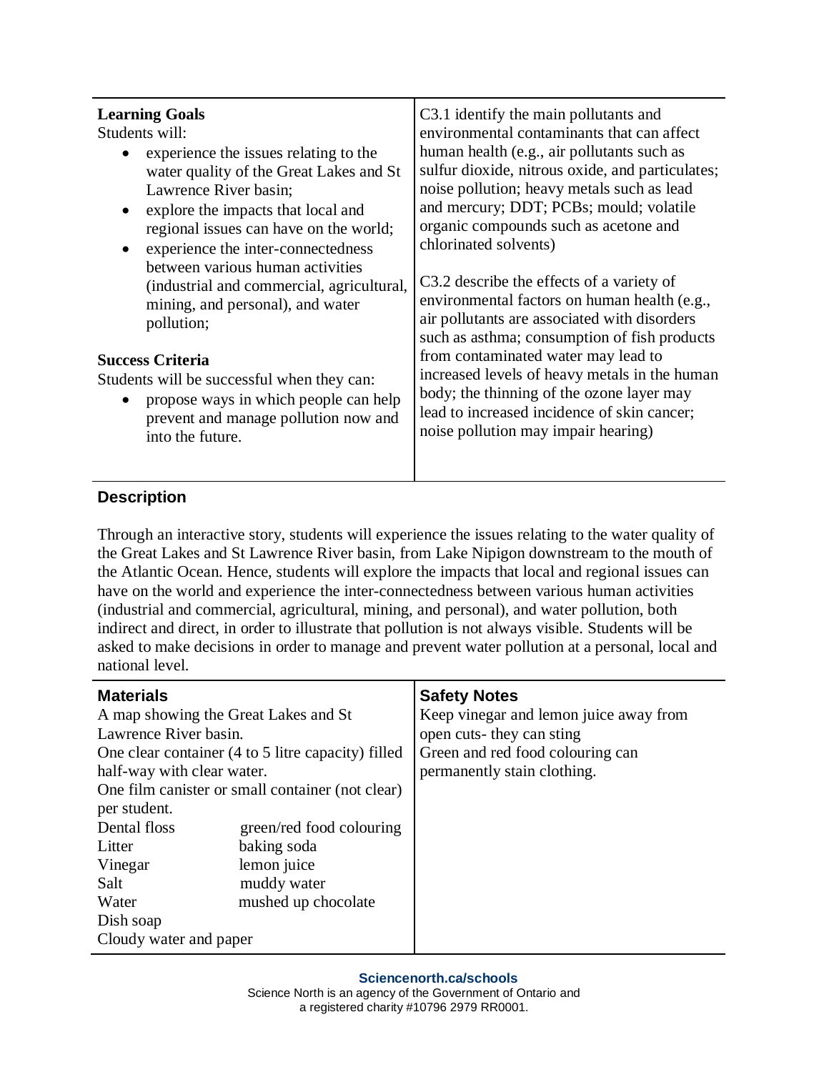**Learning Goals**

Students will:

- experience the issues relating to the water quality of the Great Lakes and St Lawrence River basin;
- explore the impacts that local and regional issues can have on the world;
- experience the inter-connectedness between various human activities (industrial and commercial, agricultural, mining, and personal), and water pollution;

**Success Criteria**

Students will be successful when they can:

- propose ways in which people can help prevent and manage pollution now and into the future.

C3.1 identify the main pollutants and environmental contaminants that can affect human health (e.g., air pollutants such as sulfur dioxide, nitrous oxide, and particulates; noise pollution; heavy metals such as lead and mercury; DDT; PCBs; mould; volatile organic compounds such as acetone and chlorinated solvents)

C3.2 describe the effects of a variety of environmental factors on human health (e.g., air pollutants are associated with disorders such as asthma; consumption of fish products from contaminated water may lead to increased levels of heavy metals in the human body; the thinning of the ozone layer may lead to increased incidence of skin cancer; noise pollution may impair hearing)

## Description

Through an interactive story, students will experience the issues relating to the water quality of the Great Lakes and St Lawrence River basin, from Lake Nipigon downstream to the mouth of the Atlantic Ocean. Hence, students will explore the impacts that local and regional issues can have on the world and experience the inter-connectedness between various human activities (industrial and commercial, agricultural, mining, and personal), and water pollution, both indirect and direct, in order to illustrate that pollution is not always visible. Students will be asked to make decisions in order to manage and prevent water pollution at a personal, local and national level.

## Materials

A map showing the Great Lakes and St Lawrence River basin.

One clear container (4 to 5 litre capacity) filled half-way with clear water.

One film canister or small container (not clear) per student.

| | |
|---|---|
| Dental floss | green/red food colouring |
| Litter | baking soda |
| Vinegar | lemon juice |
| Salt | muddy water |
| Water | mushed up chocolate |
| Dish soap | |
| Cloudy water and paper | |

## Safety Notes

Keep vinegar and lemon juice away from open cuts- they can sting

Green and red food colouring can permanently stain clothing.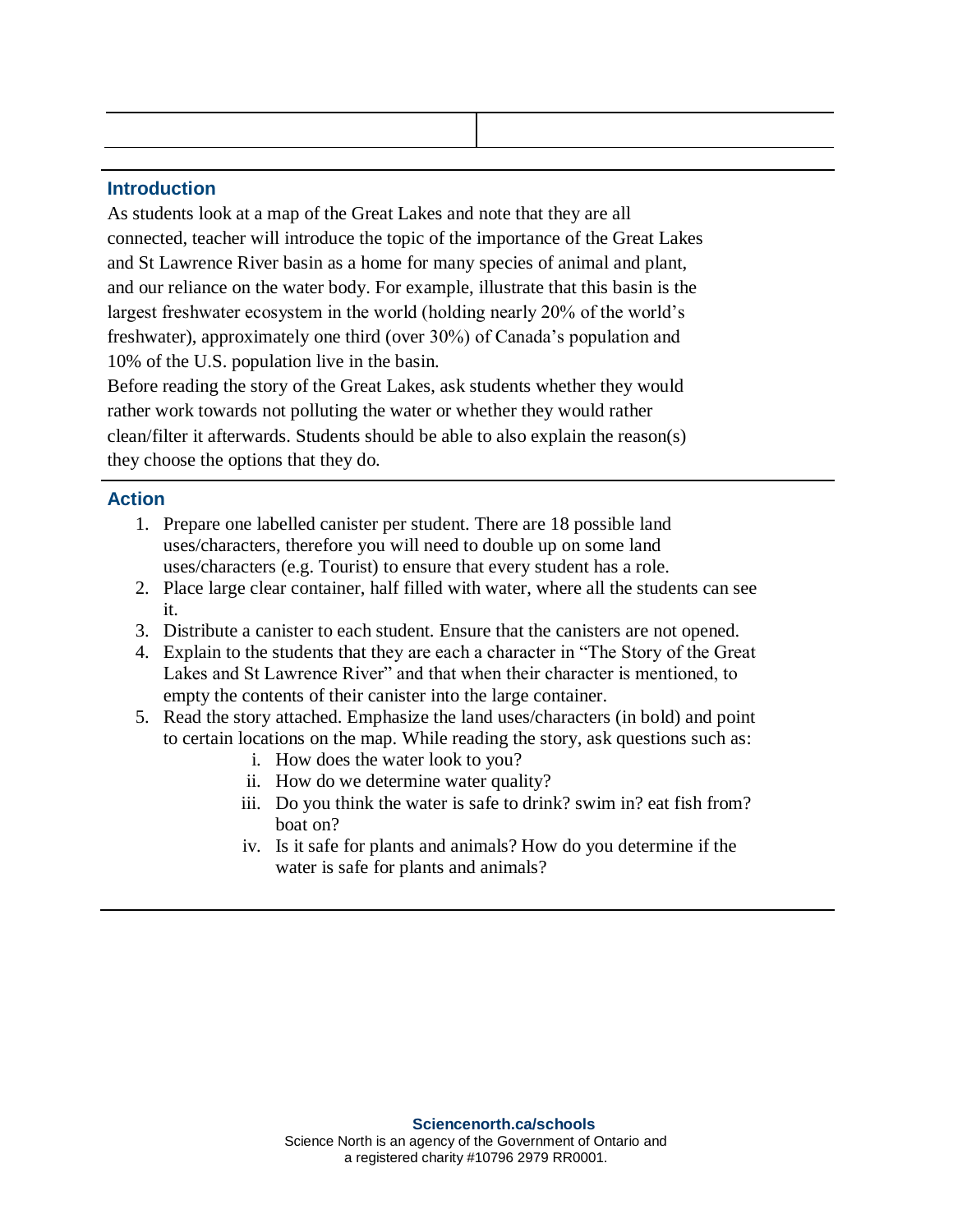## Introduction

As students look at a map of the Great Lakes and note that they are all connected, teacher will introduce the topic of the importance of the Great Lakes and St Lawrence River basin as a home for many species of animal and plant, and our reliance on the water body. For example, illustrate that this basin is the largest freshwater ecosystem in the world (holding nearly 20% of the world's freshwater), approximately one third (over 30%) of Canada's population and 10% of the U.S. population live in the basin.

Before reading the story of the Great Lakes, ask students whether they would rather work towards not polluting the water or whether they would rather clean/filter it afterwards. Students should be able to also explain the reason(s) they choose the options that they do.

## Action

1. Prepare one labelled canister per student. There are 18 possible land uses/characters, therefore you will need to double up on some land uses/characters (e.g. Tourist) to ensure that every student has a role.
2. Place large clear container, half filled with water, where all the students can see it.
3. Distribute a canister to each student. Ensure that the canisters are not opened.
4. Explain to the students that they are each a character in "The Story of the Great Lakes and St Lawrence River" and that when their character is mentioned, to empty the contents of their canister into the large container.
5. Read the story attached. Emphasize the land uses/characters (in bold) and point to certain locations on the map. While reading the story, ask questions such as:
   i. How does the water look to you?
   ii. How do we determine water quality?
   iii. Do you think the water is safe to drink? swim in? eat fish from? boat on?
   iv. Is it safe for plants and animals? How do you determine if the water is safe for plants and animals?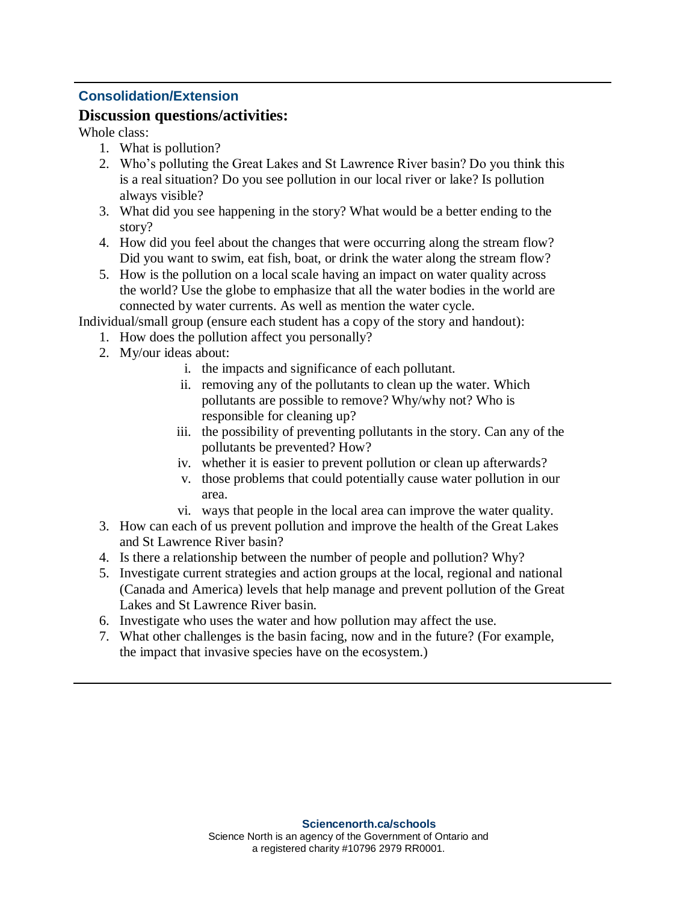## Consolidation/Extension

### Discussion questions/activities:

Whole class:

1. What is pollution?
2. Who's polluting the Great Lakes and St Lawrence River basin? Do you think this is a real situation? Do you see pollution in our local river or lake? Is pollution always visible?
3. What did you see happening in the story? What would be a better ending to the story?
4. How did you feel about the changes that were occurring along the stream flow? Did you want to swim, eat fish, boat, or drink the water along the stream flow?
5. How is the pollution on a local scale having an impact on water quality across the world? Use the globe to emphasize that all the water bodies in the world are connected by water currents. As well as mention the water cycle.

Individual/small group (ensure each student has a copy of the story and handout):

1. How does the pollution affect you personally?
2. My/our ideas about:
    i. the impacts and significance of each pollutant.
    ii. removing any of the pollutants to clean up the water. Which pollutants are possible to remove? Why/why not? Who is responsible for cleaning up?
    iii. the possibility of preventing pollutants in the story. Can any of the pollutants be prevented? How?
    iv. whether it is easier to prevent pollution or clean up afterwards?
    v. those problems that could potentially cause water pollution in our area.
    vi. ways that people in the local area can improve the water quality.
3. How can each of us prevent pollution and improve the health of the Great Lakes and St Lawrence River basin?
4. Is there a relationship between the number of people and pollution? Why?
5. Investigate current strategies and action groups at the local, regional and national (Canada and America) levels that help manage and prevent pollution of the Great Lakes and St Lawrence River basin.
6. Investigate who uses the water and how pollution may affect the use.
7. What other challenges is the basin facing, now and in the future? (For example, the impact that invasive species have on the ecosystem.)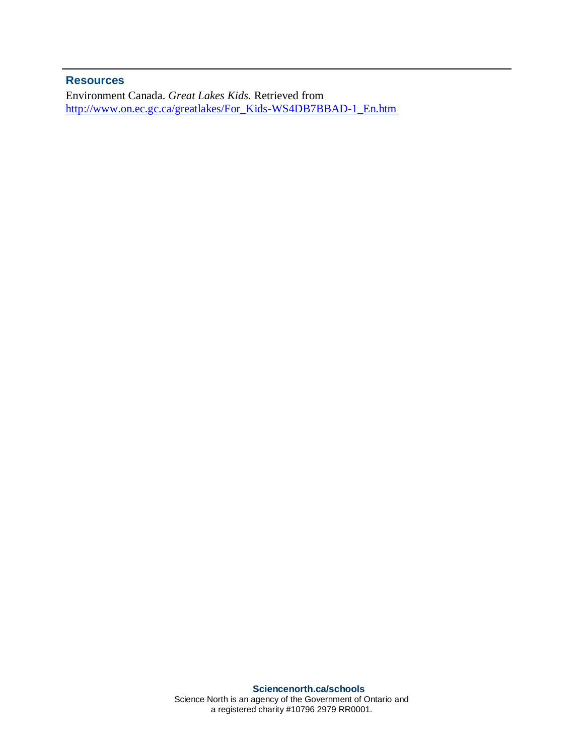## Resources

Environment Canada. *Great Lakes Kids.* Retrieved from
http://www.on.ec.gc.ca/greatlakes/For_Kids-WS4DB7BBAD-1_En.htm

**Sciencenorth.ca/schools**
Science North is an agency of the Government of Ontario and a registered charity #10796 2979 RR0001.